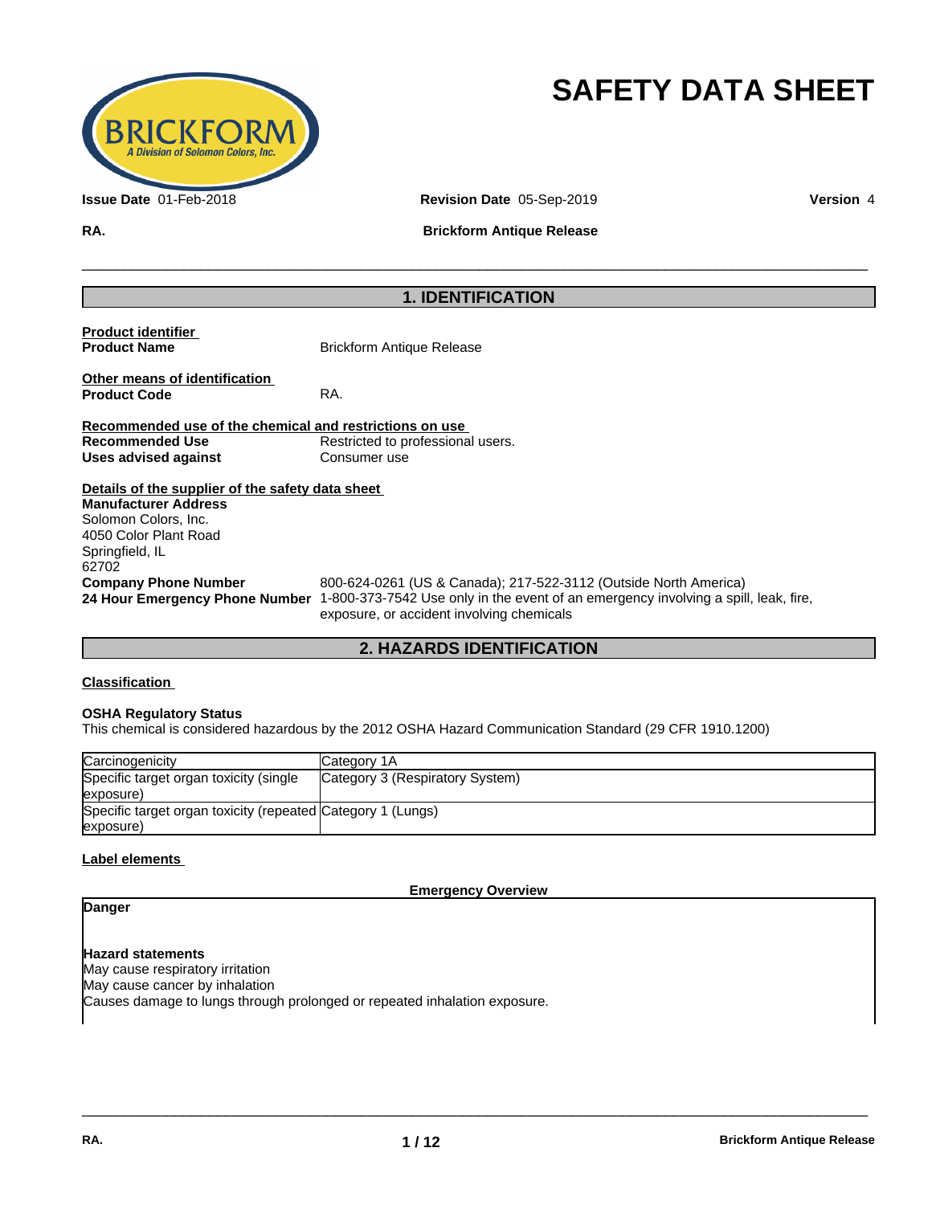# SAFETY DATA SHEET

**Issue Date** 01-Feb-2018 **Revision Date** 05-Sep-2019 **Version** 4

**RA.** **Brickform Antique Release**

## 1. IDENTIFICATION

**Product identifier**

| | |
|---|---|
| **Product Name** | Brickform Antique Release |

**Other means of identification**

| | |
|---|---|
| **Product Code** | RA. |

**Recommended use of the chemical and restrictions on use**

| | |
|---|---|
| **Recommended Use** | Restricted to professional users. |
| **Uses advised against** | Consumer use |

**Details of the supplier of the safety data sheet**

**Manufacturer Address**
Solomon Colors, Inc.
4050 Color Plant Road
Springfield, IL
62702

| | |
|---|---|
| **Company Phone Number** | 800-624-0261 (US & Canada); 217-522-3112 (Outside North America) |
| **24 Hour Emergency Phone Number** | 1-800-373-7542 Use only in the event of an emergency involving a spill, leak, fire, exposure, or accident involving chemicals |

## 2. HAZARDS IDENTIFICATION

**Classification**

**OSHA Regulatory Status**
This chemical is considered hazardous by the 2012 OSHA Hazard Communication Standard (29 CFR 1910.1200)

| | |
|---|---|
| Carcinogenicity | Category 1A |
| Specific target organ toxicity (single exposure) | Category 3 (Respiratory System) |
| Specific target organ toxicity (repeated exposure) | Category 1 (Lungs) |

**Label elements**

**Emergency Overview**

**Danger**

**Hazard statements**
May cause respiratory irritation
May cause cancer by inhalation
Causes damage to lungs through prolonged or repeated inhalation exposure.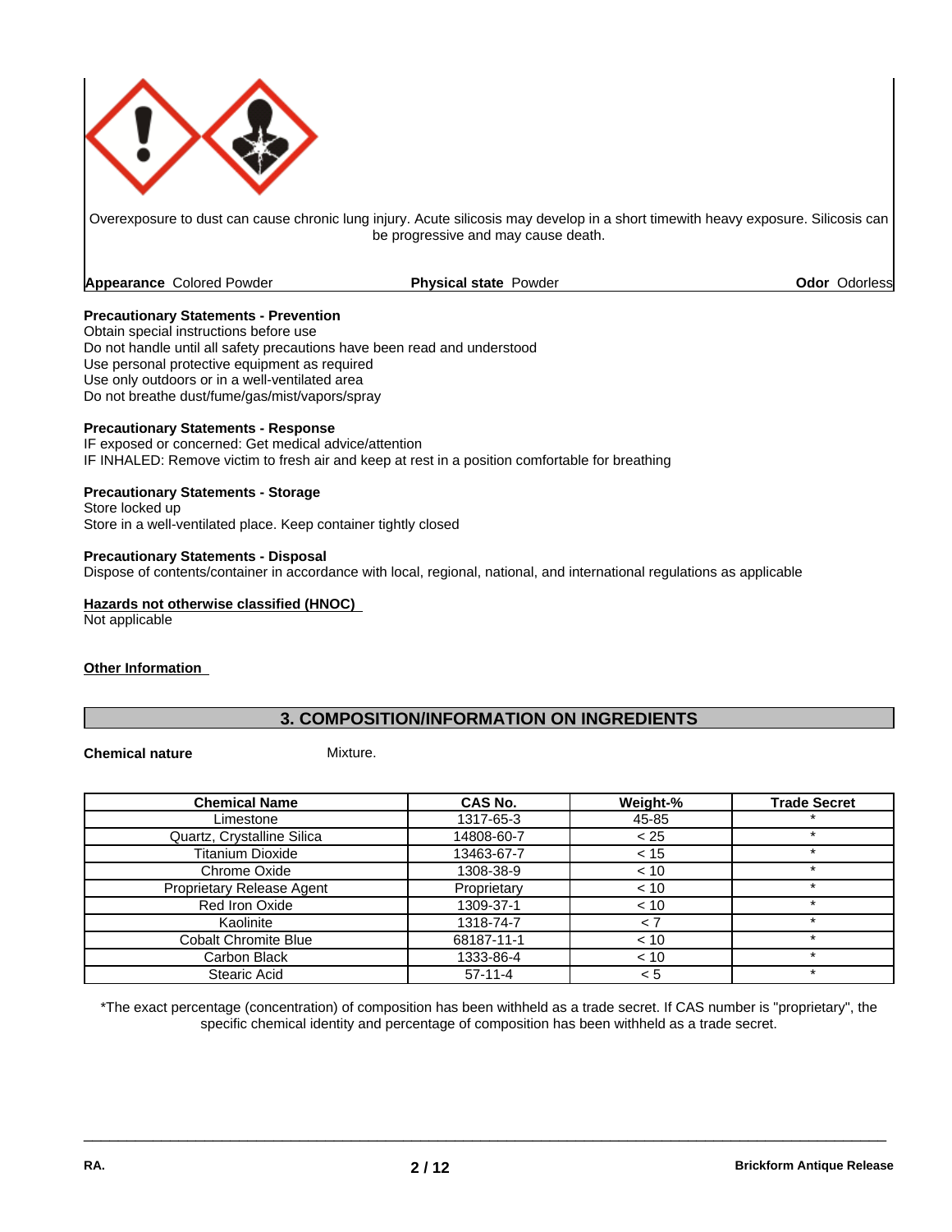Overexposure to dust can cause chronic lung injury. Acute silicosis may develop in a short timewith heavy exposure. Silicosis can be progressive and may cause death.

**Appearance** Colored Powder **Physical state** Powder **Odor** Odorless

**Precautionary Statements - Prevention**
Obtain special instructions before use
Do not handle until all safety precautions have been read and understood
Use personal protective equipment as required
Use only outdoors or in a well-ventilated area
Do not breathe dust/fume/gas/mist/vapors/spray

**Precautionary Statements - Response**
IF exposed or concerned: Get medical advice/attention
IF INHALED: Remove victim to fresh air and keep at rest in a position comfortable for breathing

**Precautionary Statements - Storage**
Store locked up
Store in a well-ventilated place. Keep container tightly closed

**Precautionary Statements - Disposal**
Dispose of contents/container in accordance with local, regional, national, and international regulations as applicable

**Hazards not otherwise classified (HNOC)**
Not applicable

**Other Information**

## 3. COMPOSITION/INFORMATION ON INGREDIENTS

**Chemical nature** Mixture.

| Chemical Name | CAS No. | Weight-% | Trade Secret |
|---|---|---|---|
| Limestone | 1317-65-3 | 45-85 | * |
| Quartz, Crystalline Silica | 14808-60-7 | < 25 | * |
| Titanium Dioxide | 13463-67-7 | < 15 | * |
| Chrome Oxide | 1308-38-9 | < 10 | * |
| Proprietary Release Agent | Proprietary | < 10 | * |
| Red Iron Oxide | 1309-37-1 | < 10 | * |
| Kaolinite | 1318-74-7 | < 7 | * |
| Cobalt Chromite Blue | 68187-11-1 | < 10 | * |
| Carbon Black | 1333-86-4 | < 10 | * |
| Stearic Acid | 57-11-4 | < 5 | * |

*The exact percentage (concentration) of composition has been withheld as a trade secret. If CAS number is "proprietary", the specific chemical identity and percentage of composition has been withheld as a trade secret.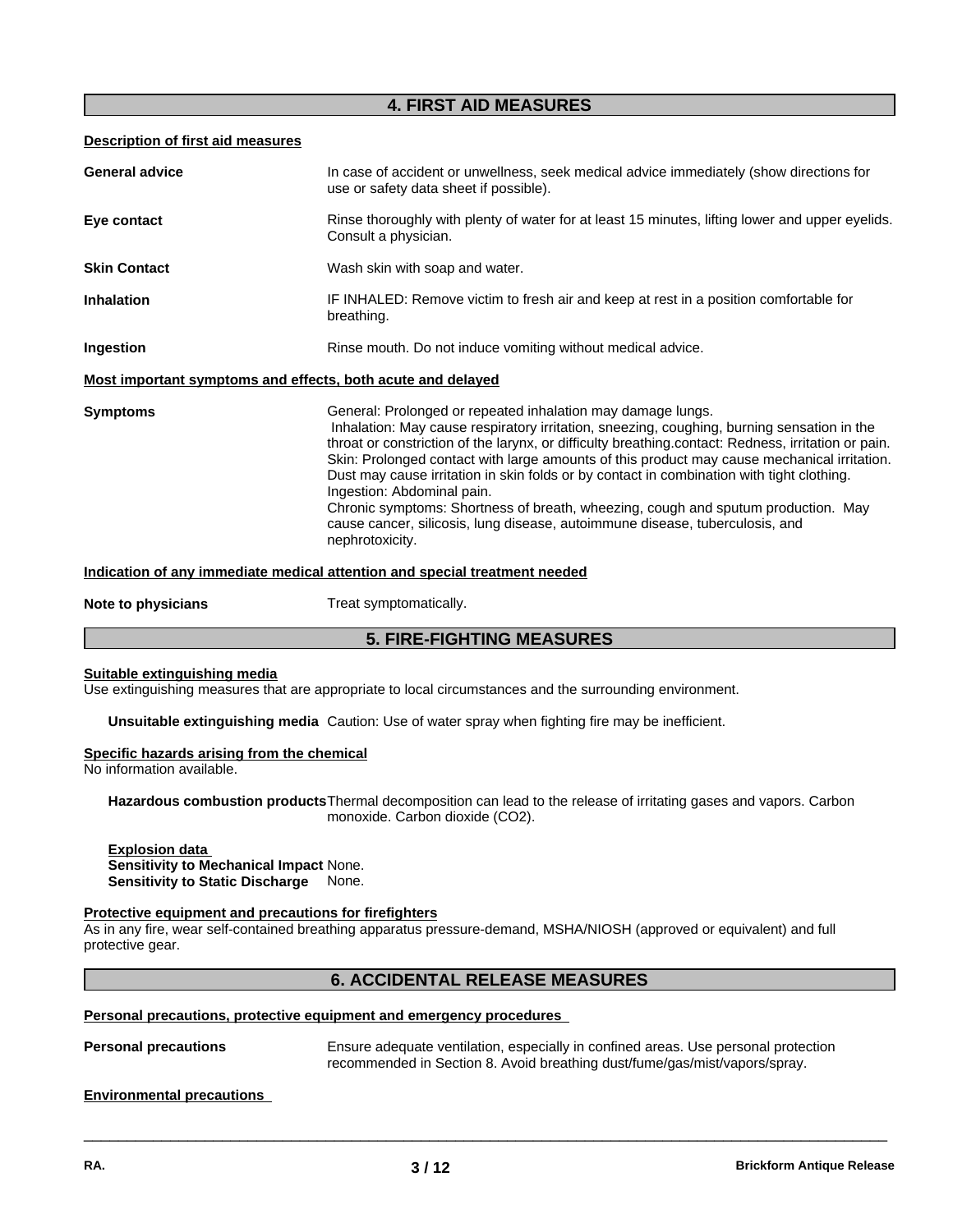## 4. FIRST AID MEASURES

**Description of first aid measures**

**General advice** In case of accident or unwellness, seek medical advice immediately (show directions for use or safety data sheet if possible).

**Eye contact** Rinse thoroughly with plenty of water for at least 15 minutes, lifting lower and upper eyelids. Consult a physician.

**Skin Contact** Wash skin with soap and water.

**Inhalation** IF INHALED: Remove victim to fresh air and keep at rest in a position comfortable for breathing.

**Ingestion** Rinse mouth. Do not induce vomiting without medical advice.

**Most important symptoms and effects, both acute and delayed**

**Symptoms** General: Prolonged or repeated inhalation may damage lungs.
Inhalation: May cause respiratory irritation, sneezing, coughing, burning sensation in the throat or constriction of the larynx, or difficulty breathing.contact: Redness, irritation or pain. Skin: Prolonged contact with large amounts of this product may cause mechanical irritation. Dust may cause irritation in skin folds or by contact in combination with tight clothing.
Ingestion: Abdominal pain.
Chronic symptoms: Shortness of breath, wheezing, cough and sputum production. May cause cancer, silicosis, lung disease, autoimmune disease, tuberculosis, and nephrotoxicity.

**Indication of any immediate medical attention and special treatment needed**

**Note to physicians** Treat symptomatically.

## 5. FIRE-FIGHTING MEASURES

**Suitable extinguishing media**
Use extinguishing measures that are appropriate to local circumstances and the surrounding environment.

**Unsuitable extinguishing media** Caution: Use of water spray when fighting fire may be inefficient.

**Specific hazards arising from the chemical**
No information available.

**Hazardous combustion products** Thermal decomposition can lead to the release of irritating gases and vapors. Carbon monoxide. Carbon dioxide ($CO_2$).

**Explosion data**
**Sensitivity to Mechanical Impact** None.
**Sensitivity to Static Discharge** None.

**Protective equipment and precautions for firefighters**
As in any fire, wear self-contained breathing apparatus pressure-demand, MSHA/NIOSH (approved or equivalent) and full protective gear.

## 6. ACCIDENTAL RELEASE MEASURES

**Personal precautions, protective equipment and emergency procedures**

**Personal precautions** Ensure adequate ventilation, especially in confined areas. Use personal protection recommended in Section 8. Avoid breathing dust/fume/gas/mist/vapors/spray.

**Environmental precautions**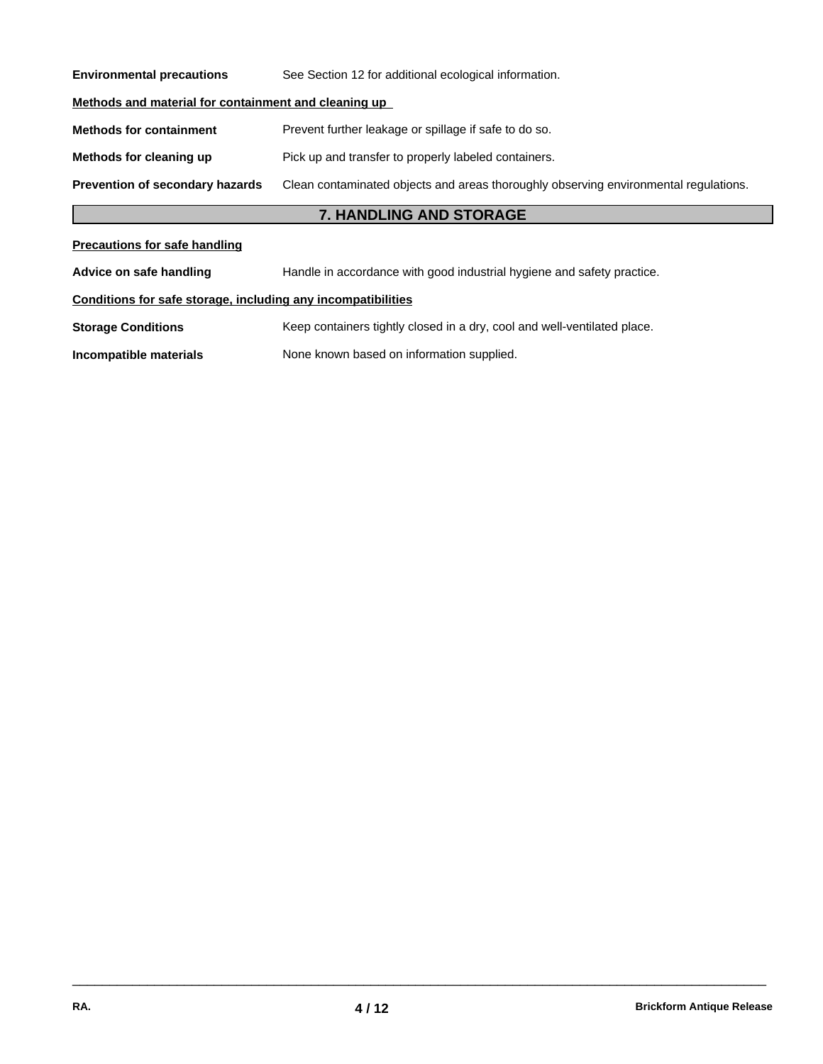**Environmental precautions** See Section 12 for additional ecological information.

**Methods and material for containment and cleaning up**

**Methods for containment** Prevent further leakage or spillage if safe to do so.

**Methods for cleaning up** Pick up and transfer to properly labeled containers.

**Prevention of secondary hazards** Clean contaminated objects and areas thoroughly observing environmental regulations.

## 7. HANDLING AND STORAGE

**Precautions for safe handling**

**Advice on safe handling** Handle in accordance with good industrial hygiene and safety practice.

**Conditions for safe storage, including any incompatibilities**

**Storage Conditions** Keep containers tightly closed in a dry, cool and well-ventilated place.

**Incompatible materials** None known based on information supplied.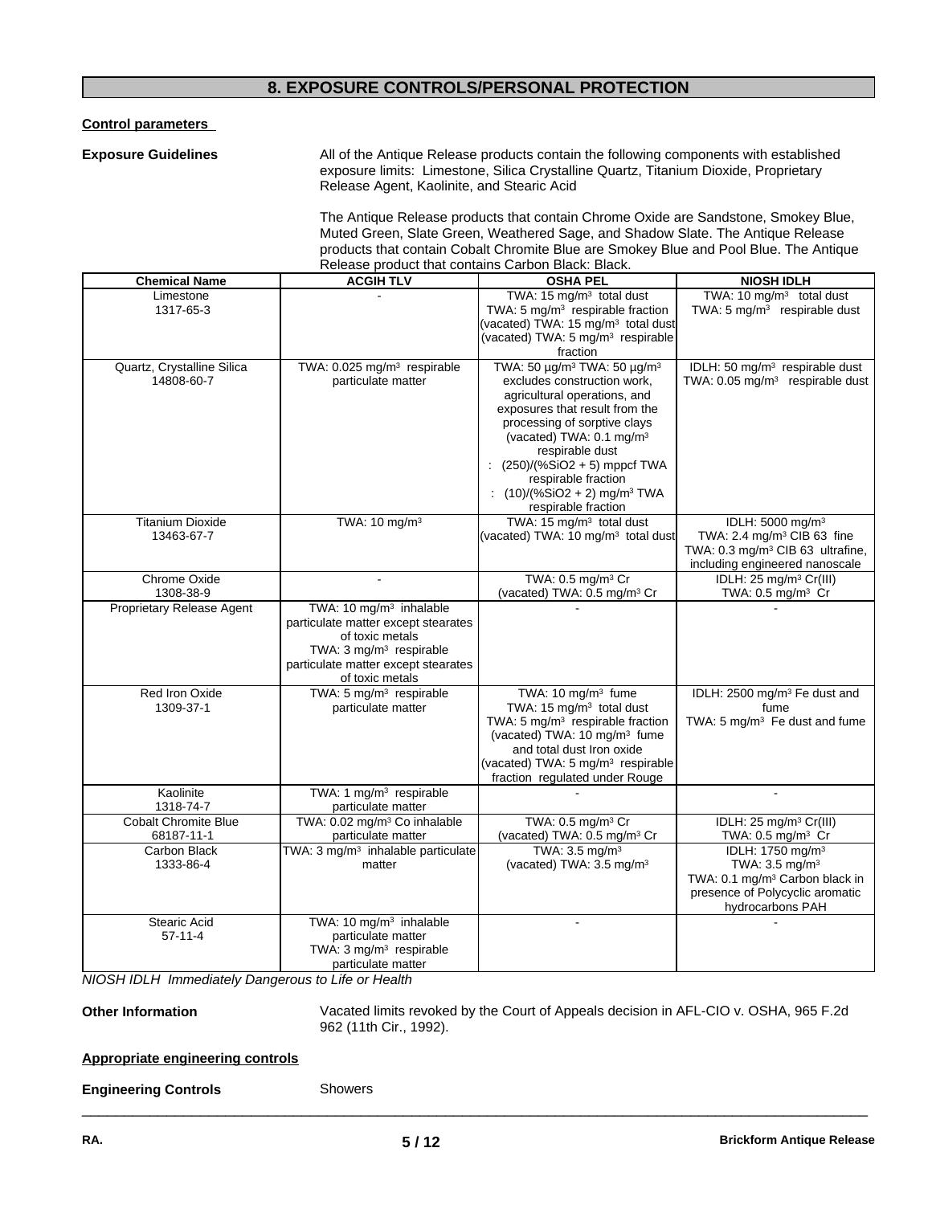## 8. EXPOSURE CONTROLS/PERSONAL PROTECTION

**Control parameters**

**Exposure Guidelines**

All of the Antique Release products contain the following components with established exposure limits: Limestone, Silica Crystalline Quartz, Titanium Dioxide, Proprietary Release Agent, Kaolinite, and Stearic Acid

The Antique Release products that contain Chrome Oxide are Sandstone, Smokey Blue, Muted Green, Slate Green, Weathered Sage, and Shadow Slate. The Antique Release products that contain Cobalt Chromite Blue are Smokey Blue and Pool Blue. The Antique Release product that contains Carbon Black: Black.

| Chemical Name | ACGIH TLV | OSHA PEL | NIOSH IDLH |
|---|---|---|---|
| Limestone<br>1317-65-3 | - | TWA: 15 mg/m³ total dust<br>TWA: 5 mg/m³ respirable fraction<br>(vacated) TWA: 15 mg/m³ total dust<br>(vacated) TWA: 5 mg/m³ respirable fraction | TWA: 10 mg/m³ total dust<br>TWA: 5 mg/m³ respirable dust |
| Quartz, Crystalline Silica<br>14808-60-7 | TWA: 0.025 mg/m³ respirable particulate matter | TWA: 50 µg/m³ TWA: 50 µg/m³ excludes construction work, agricultural operations, and exposures that result from the processing of sorptive clays<br>(vacated) TWA: 0.1 mg/m³ respirable dust<br>: (250)/(%SiO2 + 5) mppcf TWA respirable fraction<br>: (10)/(%SiO2 + 2) mg/m³ TWA respirable fraction | IDLH: 50 mg/m³ respirable dust<br>TWA: 0.05 mg/m³ respirable dust |
| Titanium Dioxide<br>13463-67-7 | TWA: 10 mg/m³ | TWA: 15 mg/m³ total dust<br>(vacated) TWA: 10 mg/m³ total dust | IDLH: 5000 mg/m³<br>TWA: 2.4 mg/m³ CIB 63 fine<br>TWA: 0.3 mg/m³ CIB 63 ultrafine, including engineered nanoscale |
| Chrome Oxide<br>1308-38-9 | - | TWA: 0.5 mg/m³ Cr<br>(vacated) TWA: 0.5 mg/m³ Cr | IDLH: 25 mg/m³ Cr(III)<br>TWA: 0.5 mg/m³ Cr |
| Proprietary Release Agent | TWA: 10 mg/m³ inhalable particulate matter except stearates of toxic metals<br>TWA: 3 mg/m³ respirable particulate matter except stearates of toxic metals | - | - |
| Red Iron Oxide<br>1309-37-1 | TWA: 5 mg/m³ respirable particulate matter | TWA: 10 mg/m³ fume<br>TWA: 15 mg/m³ total dust<br>TWA: 5 mg/m³ respirable fraction<br>(vacated) TWA: 10 mg/m³ fume and total dust Iron oxide<br>(vacated) TWA: 5 mg/m³ respirable fraction regulated under Rouge | IDLH: 2500 mg/m³ Fe dust and fume<br>TWA: 5 mg/m³ Fe dust and fume |
| Kaolinite<br>1318-74-7 | TWA: 1 mg/m³ respirable particulate matter | - | - |
| Cobalt Chromite Blue<br>68187-11-1 | TWA: 0.02 mg/m³ Co inhalable particulate matter | TWA: 0.5 mg/m³ Cr<br>(vacated) TWA: 0.5 mg/m³ Cr | IDLH: 25 mg/m³ Cr(III)<br>TWA: 0.5 mg/m³ Cr |
| Carbon Black<br>1333-86-4 | TWA: 3 mg/m³ inhalable particulate matter | TWA: 3.5 mg/m³<br>(vacated) TWA: 3.5 mg/m³ | IDLH: 1750 mg/m³<br>TWA: 3.5 mg/m³<br>TWA: 0.1 mg/m³ Carbon black in presence of Polycyclic aromatic hydrocarbons PAH |
| Stearic Acid<br>57-11-4 | TWA: 10 mg/m³ inhalable particulate matter<br>TWA: 3 mg/m³ respirable particulate matter | - | - |

*NIOSH IDLH Immediately Dangerous to Life or Health*

**Other Information**

Vacated limits revoked by the Court of Appeals decision in AFL-CIO v. OSHA, 965 F.2d 962 (11th Cir., 1992).

**Appropriate engineering controls**

**Engineering Controls**

Showers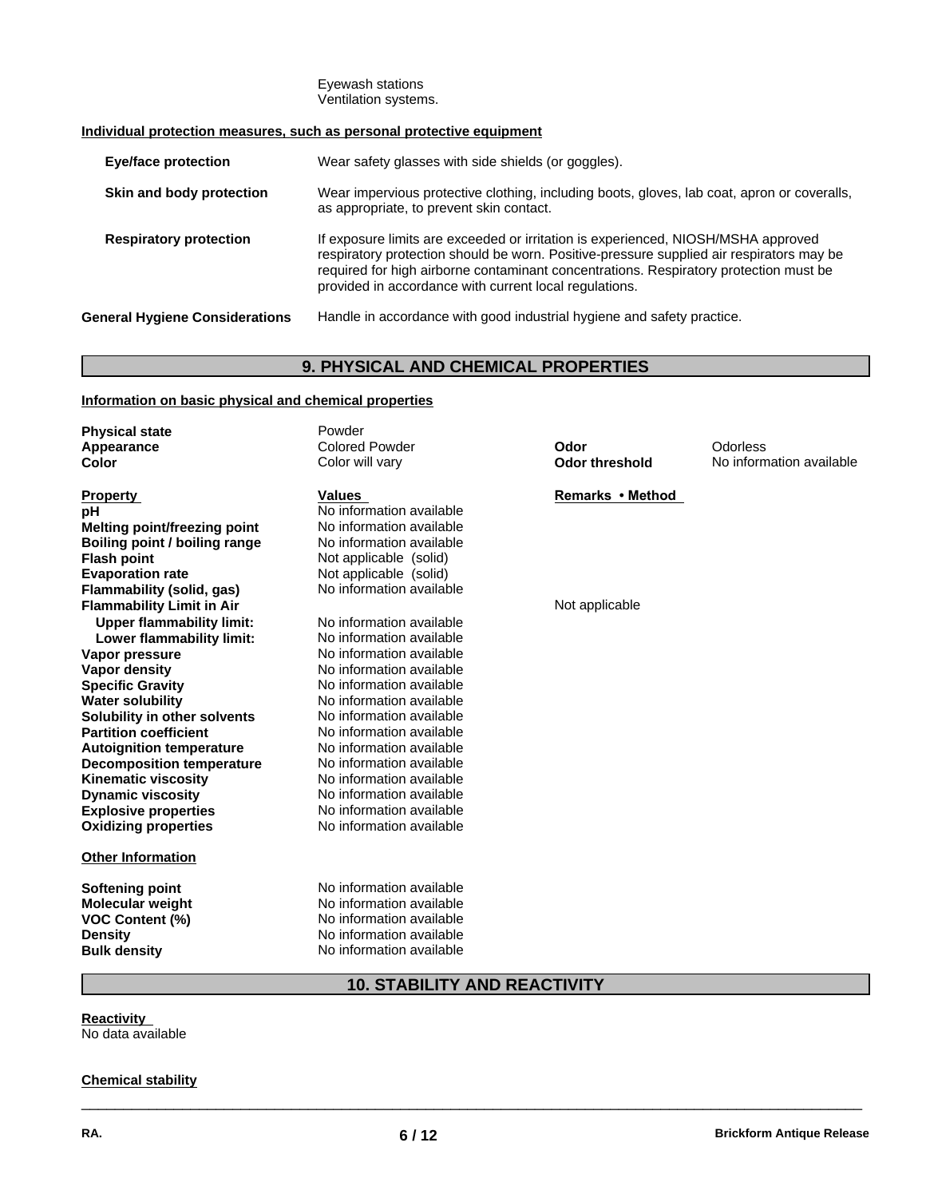Eyewash stations
Ventilation systems.

**Individual protection measures, such as personal protective equipment**

| | |
|---|---|
| **Eye/face protection** | Wear safety glasses with side shields (or goggles). |
| **Skin and body protection** | Wear impervious protective clothing, including boots, gloves, lab coat, apron or coveralls, as appropriate, to prevent skin contact. |
| **Respiratory protection** | If exposure limits are exceeded or irritation is experienced, NIOSH/MSHA approved respiratory protection should be worn. Positive-pressure supplied air respirators may be required for high airborne contaminant concentrations. Respiratory protection must be provided in accordance with current local regulations. |
| **General Hygiene Considerations** | Handle in accordance with good industrial hygiene and safety practice. |

## 9. PHYSICAL AND CHEMICAL PROPERTIES

**Information on basic physical and chemical properties**

| | | | |
|---|---|---|---|
| **Physical state** | Powder | | |
| **Appearance** | Colored Powder | **Odor** | Odorless |
| **Color** | Color will vary | **Odor threshold** | No information available |

| **Property** | **Values** | **Remarks • Method** |
|---|---|---|
| **pH** | No information available | |
| **Melting point/freezing point** | No information available | |
| **Boiling point / boiling range** | No information available | |
| **Flash point** | Not applicable (solid) | |
| **Evaporation rate** | Not applicable (solid) | |
| **Flammability (solid, gas)** | No information available | |
| **Flammability Limit in Air** | | Not applicable |
| **Upper flammability limit:** | No information available | |
| **Lower flammability limit:** | No information available | |
| **Vapor pressure** | No information available | |
| **Vapor density** | No information available | |
| **Specific Gravity** | No information available | |
| **Water solubility** | No information available | |
| **Solubility in other solvents** | No information available | |
| **Partition coefficient** | No information available | |
| **Autoignition temperature** | No information available | |
| **Decomposition temperature** | No information available | |
| **Kinematic viscosity** | No information available | |
| **Dynamic viscosity** | No information available | |
| **Explosive properties** | No information available | |
| **Oxidizing properties** | No information available | |

**Other Information**

| | |
|---|---|
| **Softening point** | No information available |
| **Molecular weight** | No information available |
| **VOC Content (%)** | No information available |
| **Density** | No information available |
| **Bulk density** | No information available |

## 10. STABILITY AND REACTIVITY

**Reactivity**
No data available

**Chemical stability**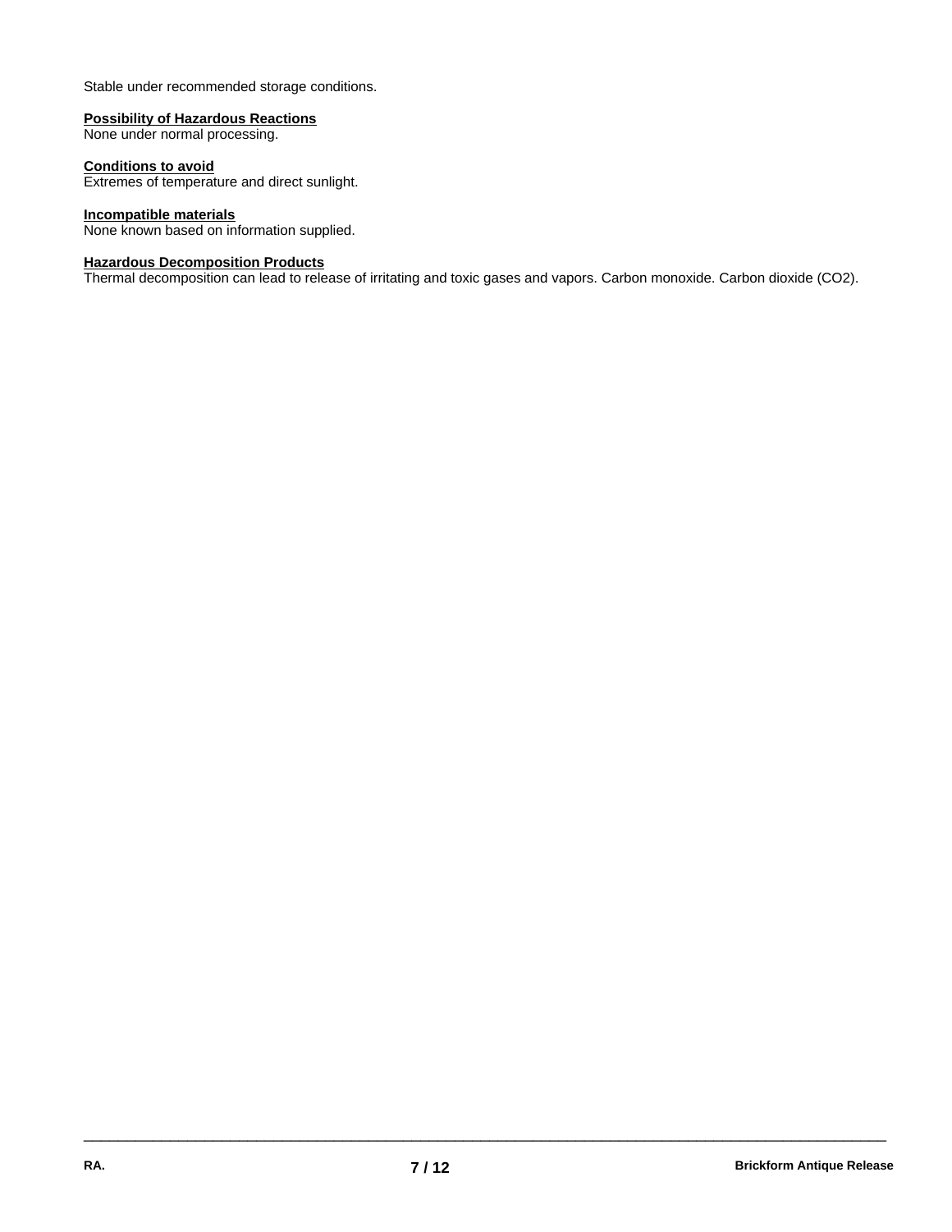Stable under recommended storage conditions.

**Possibility of Hazardous Reactions**
None under normal processing.

**Conditions to avoid**
Extremes of temperature and direct sunlight.

**Incompatible materials**
None known based on information supplied.

**Hazardous Decomposition Products**
Thermal decomposition can lead to release of irritating and toxic gases and vapors. Carbon monoxide. Carbon dioxide ($CO_2$).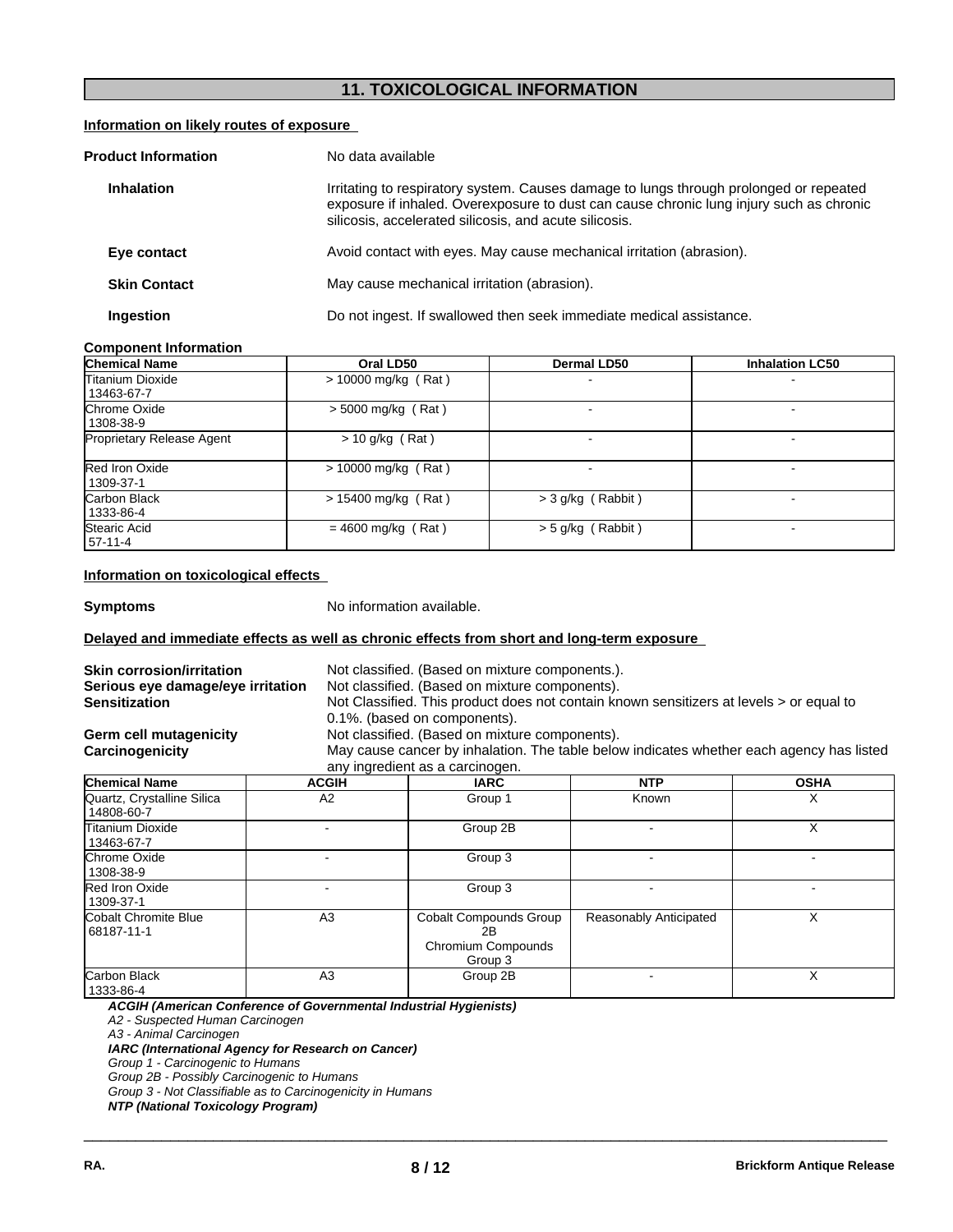## 11. TOXICOLOGICAL INFORMATION

**Information on likely routes of exposure**

**Product Information** No data available

**Inhalation** Irritating to respiratory system. Causes damage to lungs through prolonged or repeated exposure if inhaled. Overexposure to dust can cause chronic lung injury such as chronic silicosis, accelerated silicosis, and acute silicosis.

**Eye contact** Avoid contact with eyes. May cause mechanical irritation (abrasion).

**Skin Contact** May cause mechanical irritation (abrasion).

**Ingestion** Do not ingest. If swallowed then seek immediate medical assistance.

**Component Information**

| Chemical Name | Oral LD50 | Dermal LD50 | Inhalation LC50 |
|---|---|---|---|
| Titanium Dioxide 13463-67-7 | > 10000 mg/kg ( Rat ) | - | - |
| Chrome Oxide 1308-38-9 | > 5000 mg/kg ( Rat ) | - | - |
| Proprietary Release Agent | > 10 g/kg ( Rat ) | - | - |
| Red Iron Oxide 1309-37-1 | > 10000 mg/kg ( Rat ) | - | - |
| Carbon Black 1333-86-4 | > 15400 mg/kg ( Rat ) | > 3 g/kg ( Rabbit ) | - |
| Stearic Acid 57-11-4 | = 4600 mg/kg ( Rat ) | > 5 g/kg ( Rabbit ) | - |

**Information on toxicological effects**

**Symptoms** No information available.

**Delayed and immediate effects as well as chronic effects from short and long-term exposure**

**Skin corrosion/irritation** Not classified. (Based on mixture components.).
**Serious eye damage/eye irritation** Not classified. (Based on mixture components).
**Sensitization** Not Classified. This product does not contain known sensitizers at levels > or equal to 0.1%. (based on components).
**Germ cell mutagenicity** Not classified. (Based on mixture components).
**Carcinogenicity** May cause cancer by inhalation. The table below indicates whether each agency has listed any ingredient as a carcinogen.

| Chemical Name | ACGIH | IARC | NTP | OSHA |
|---|---|---|---|---|
| Quartz, Crystalline Silica 14808-60-7 | A2 | Group 1 | Known | X |
| Titanium Dioxide 13463-67-7 | - | Group 2B | - | X |
| Chrome Oxide 1308-38-9 | - | Group 3 | - | - |
| Red Iron Oxide 1309-37-1 | - | Group 3 | - | - |
| Cobalt Chromite Blue 68187-11-1 | A3 | Cobalt Compounds Group 2B Chromium Compounds Group 3 | Reasonably Anticipated | X |
| Carbon Black 1333-86-4 | A3 | Group 2B | - | X |

***ACGIH (American Conference of Governmental Industrial Hygienists)***
*A2 - Suspected Human Carcinogen*
*A3 - Animal Carcinogen*
***IARC (International Agency for Research on Cancer)***
*Group 1 - Carcinogenic to Humans*
*Group 2B - Possibly Carcinogenic to Humans*
*Group 3 - Not Classifiable as to Carcinogenicity in Humans*
***NTP (National Toxicology Program)***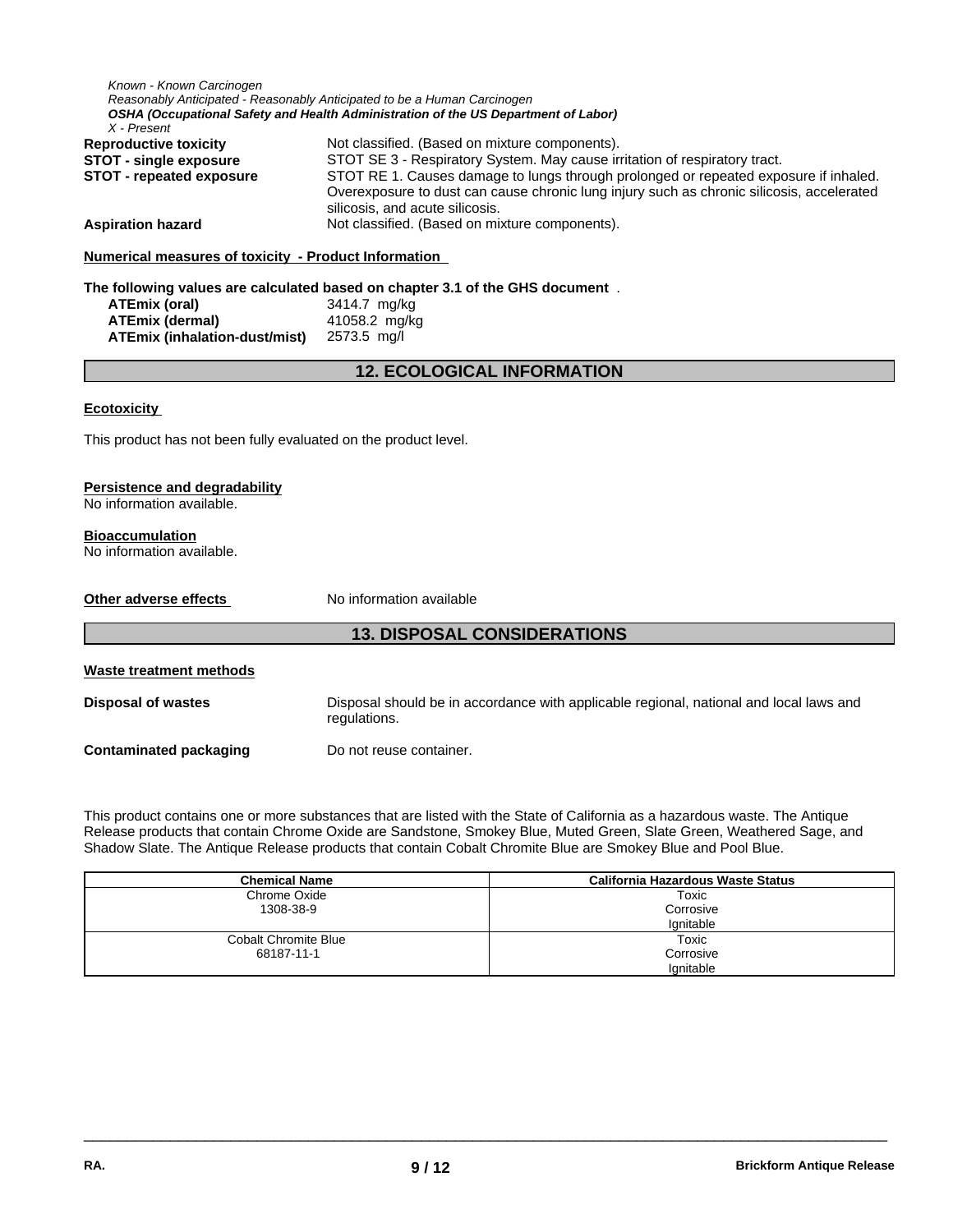*Known - Known Carcinogen*
*Reasonably Anticipated - Reasonably Anticipated to be a Human Carcinogen*
***OSHA (Occupational Safety and Health Administration of the US Department of Labor)***
*X - Present*

**Reproductive toxicity** Not classified. (Based on mixture components).

**STOT - single exposure** STOT SE 3 - Respiratory System. May cause irritation of respiratory tract.

**STOT - repeated exposure** STOT RE 1. Causes damage to lungs through prolonged or repeated exposure if inhaled. Overexposure to dust can cause chronic lung injury such as chronic silicosis, accelerated silicosis, and acute silicosis.

**Aspiration hazard** Not classified. (Based on mixture components).

**Numerical measures of toxicity - Product Information**

**The following values are calculated based on chapter 3.1 of the GHS document** .

| | |
|---|---|
| **ATEmix (oral)** | 3414.7 mg/kg |
| **ATEmix (dermal)** | 41058.2 mg/kg |
| **ATEmix (inhalation-dust/mist)** | 2573.5 mg/l |

## 12. ECOLOGICAL INFORMATION

**Ecotoxicity**

This product has not been fully evaluated on the product level.

**Persistence and degradability**
No information available.

**Bioaccumulation**
No information available.

**Other adverse effects** No information available

## 13. DISPOSAL CONSIDERATIONS

**Waste treatment methods**

**Disposal of wastes** Disposal should be in accordance with applicable regional, national and local laws and regulations.

**Contaminated packaging** Do not reuse container.

This product contains one or more substances that are listed with the State of California as a hazardous waste. The Antique Release products that contain Chrome Oxide are Sandstone, Smokey Blue, Muted Green, Slate Green, Weathered Sage, and Shadow Slate. The Antique Release products that contain Cobalt Chromite Blue are Smokey Blue and Pool Blue.

| Chemical Name | California Hazardous Waste Status |
|---|---|
| Chrome Oxide<br>1308-38-9 | Toxic<br>Corrosive<br>Ignitable |
| Cobalt Chromite Blue<br>68187-11-1 | Toxic<br>Corrosive<br>Ignitable |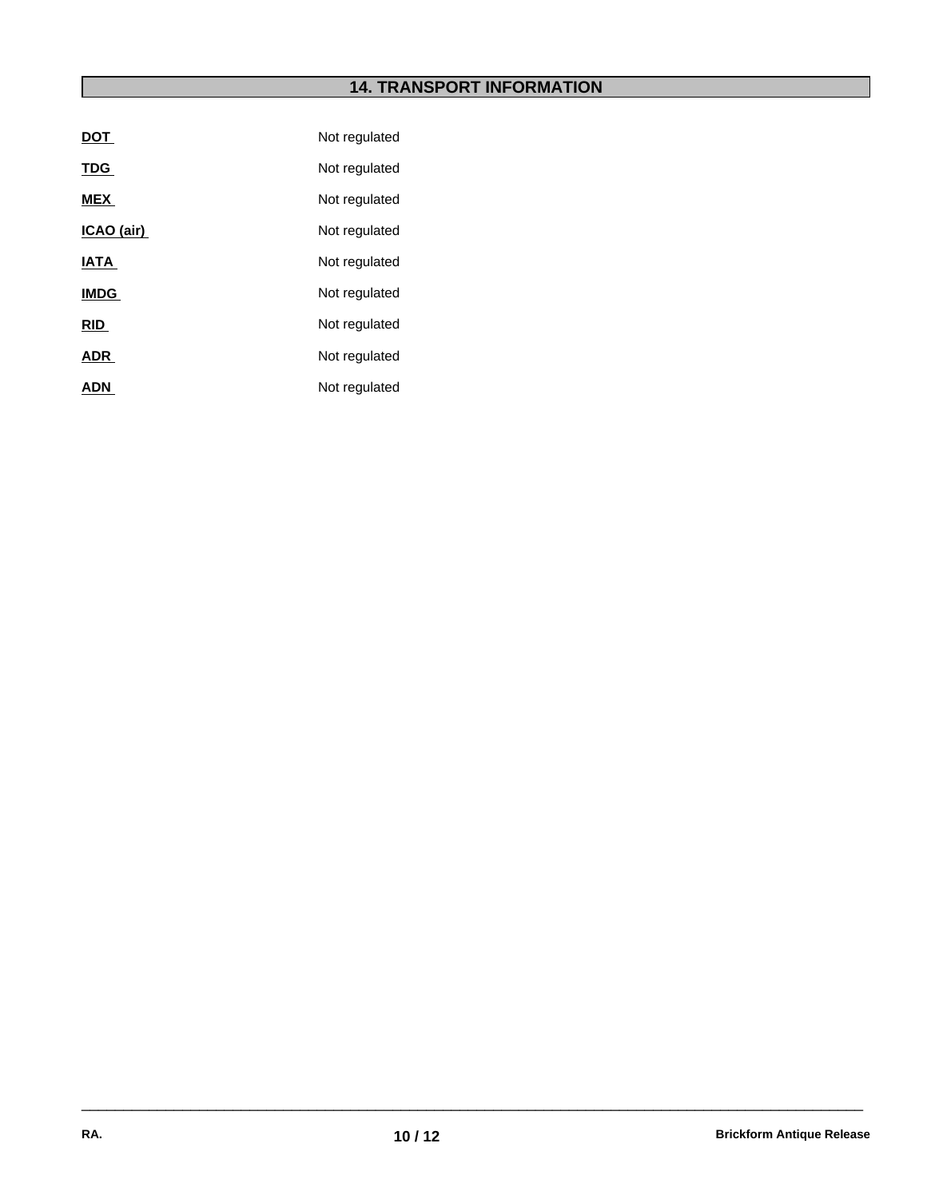## 14. TRANSPORT INFORMATION

**DOT** Not regulated

**TDG** Not regulated

**MEX** Not regulated

**ICAO (air)** Not regulated

**IATA** Not regulated

**IMDG** Not regulated

**RID** Not regulated

**ADR** Not regulated

**ADN** Not regulated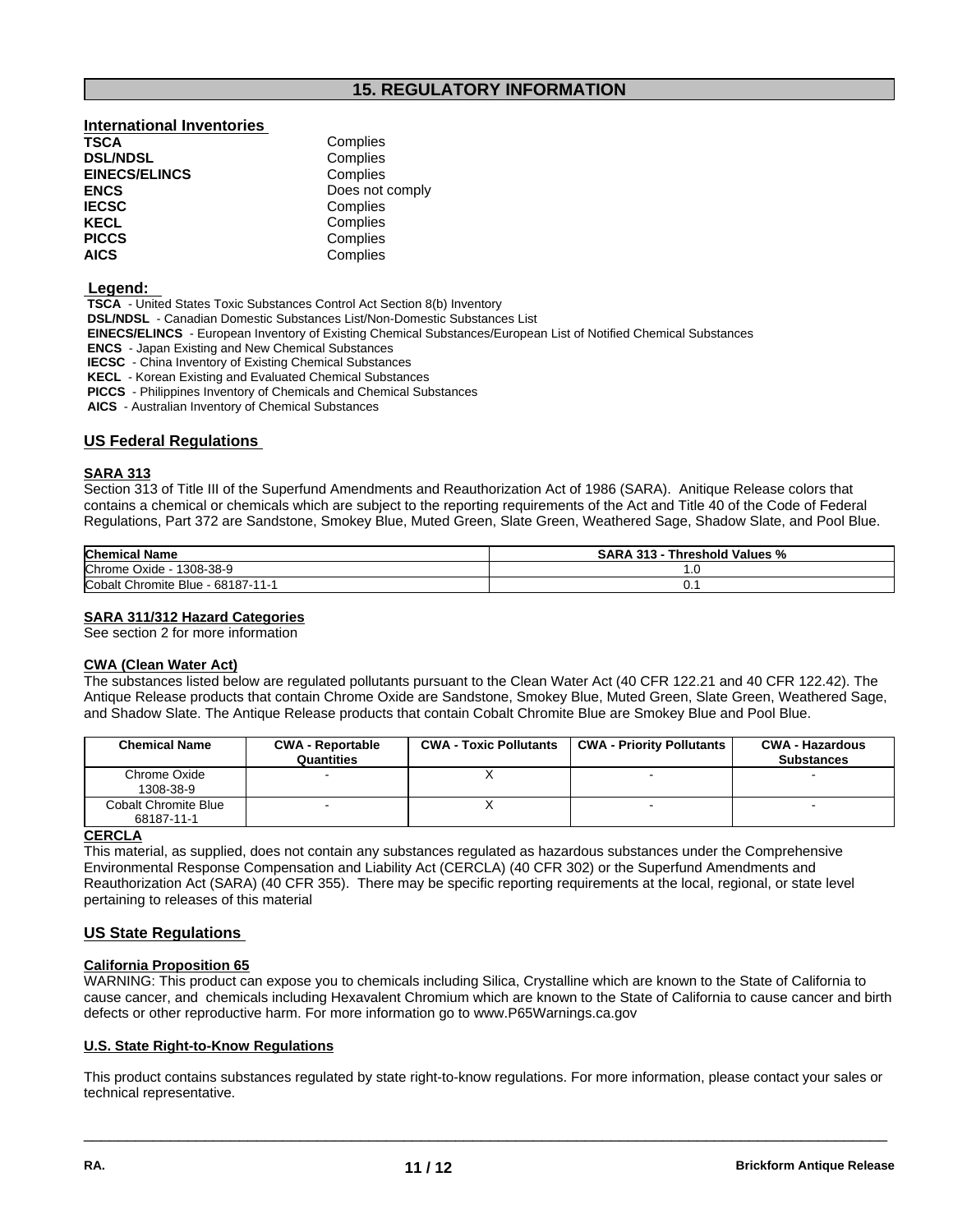# 15. REGULATORY INFORMATION

## International Inventories

| | |
|---|---|
| **TSCA** | Complies |
| **DSL/NDSL** | Complies |
| **EINECS/ELINCS** | Complies |
| **ENCS** | Does not comply |
| **IECSC** | Complies |
| **KECL** | Complies |
| **PICCS** | Complies |
| **AICS** | Complies |

**Legend:**

**TSCA** - United States Toxic Substances Control Act Section 8(b) Inventory
**DSL/NDSL** - Canadian Domestic Substances List/Non-Domestic Substances List
**EINECS/ELINCS** - European Inventory of Existing Chemical Substances/European List of Notified Chemical Substances
**ENCS** - Japan Existing and New Chemical Substances
**IECSC** - China Inventory of Existing Chemical Substances
**KECL** - Korean Existing and Evaluated Chemical Substances
**PICCS** - Philippines Inventory of Chemicals and Chemical Substances
**AICS** - Australian Inventory of Chemical Substances

## US Federal Regulations

### SARA 313

Section 313 of Title III of the Superfund Amendments and Reauthorization Act of 1986 (SARA). Anitique Release colors that contains a chemical or chemicals which are subject to the reporting requirements of the Act and Title 40 of the Code of Federal Regulations, Part 372 are Sandstone, Smokey Blue, Muted Green, Slate Green, Weathered Sage, Shadow Slate, and Pool Blue.

| Chemical Name | SARA 313 - Threshold Values % |
|---|---|
| Chrome Oxide - 1308-38-9 | 1.0 |
| Cobalt Chromite Blue - 68187-11-1 | 0.1 |

### SARA 311/312 Hazard Categories

See section 2 for more information

### CWA (Clean Water Act)

The substances listed below are regulated pollutants pursuant to the Clean Water Act (40 CFR 122.21 and 40 CFR 122.42). The Antique Release products that contain Chrome Oxide are Sandstone, Smokey Blue, Muted Green, Slate Green, Weathered Sage, and Shadow Slate. The Antique Release products that contain Cobalt Chromite Blue are Smokey Blue and Pool Blue.

| Chemical Name | CWA - Reportable Quantities | CWA - Toxic Pollutants | CWA - Priority Pollutants | CWA - Hazardous Substances |
|---|---|---|---|---|
| Chrome Oxide 1308-38-9 | - | X | - | - |
| Cobalt Chromite Blue 68187-11-1 | - | X | - | - |

### CERCLA

This material, as supplied, does not contain any substances regulated as hazardous substances under the Comprehensive Environmental Response Compensation and Liability Act (CERCLA) (40 CFR 302) or the Superfund Amendments and Reauthorization Act (SARA) (40 CFR 355). There may be specific reporting requirements at the local, regional, or state level pertaining to releases of this material

## US State Regulations

### California Proposition 65

WARNING: This product can expose you to chemicals including Silica, Crystalline which are known to the State of California to cause cancer, and chemicals including Hexavalent Chromium which are known to the State of California to cause cancer and birth defects or other reproductive harm. For more information go to www.P65Warnings.ca.gov

### U.S. State Right-to-Know Regulations

This product contains substances regulated by state right-to-know regulations. For more information, please contact your sales or technical representative.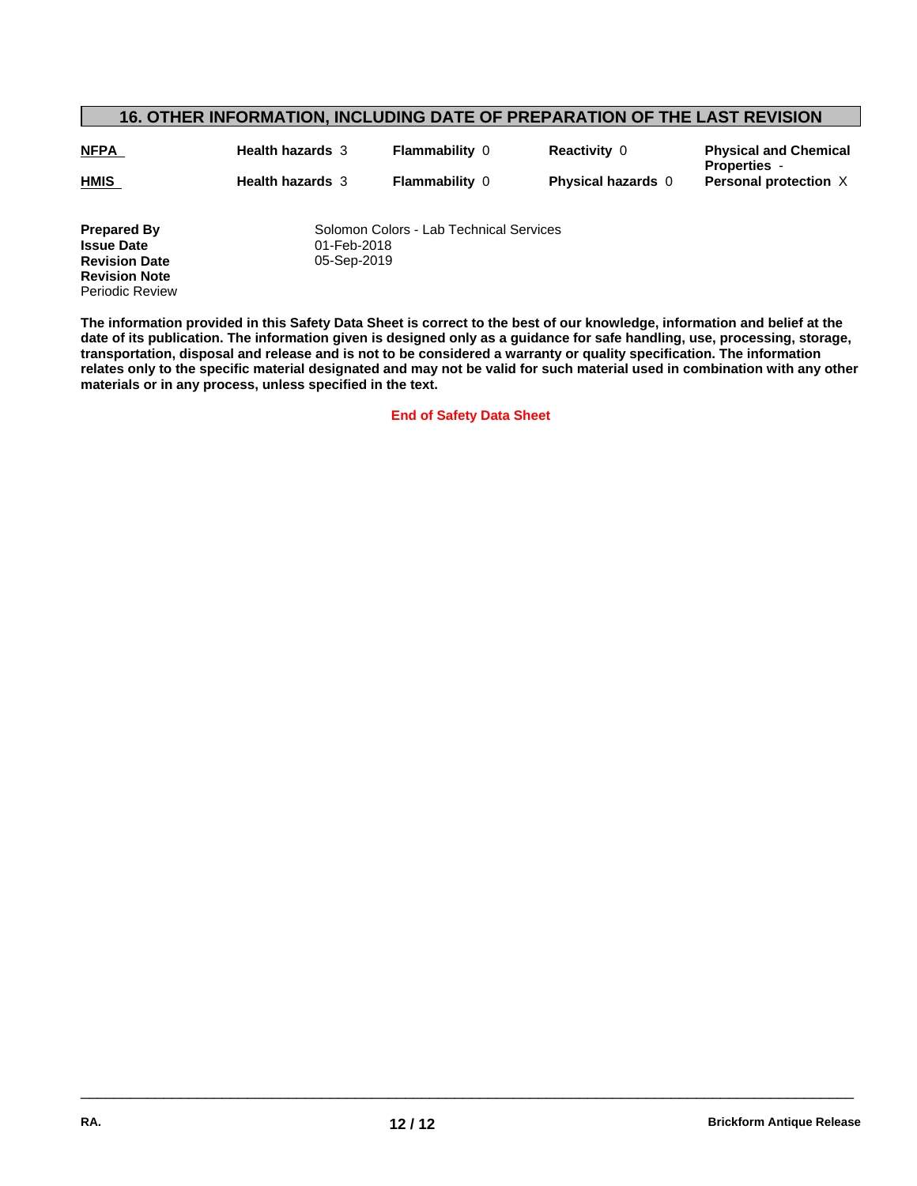## 16. OTHER INFORMATION, INCLUDING DATE OF PREPARATION OF THE LAST REVISION

| | | | | |
|---|---|---|---|---|
| **NFPA** | **Health hazards** 3 | **Flammability** 0 | **Reactivity** 0 | **Physical and Chemical Properties** - |
| **HMIS** | **Health hazards** 3 | **Flammability** 0 | **Physical hazards** 0 | **Personal protection** X |

**Prepared By** Solomon Colors - Lab Technical Services
**Issue Date** 01-Feb-2018
**Revision Date** 05-Sep-2019
**Revision Note**
Periodic Review

**The information provided in this Safety Data Sheet is correct to the best of our knowledge, information and belief at the date of its publication. The information given is designed only as a guidance for safe handling, use, processing, storage, transportation, disposal and release and is not to be considered a warranty or quality specification. The information relates only to the specific material designated and may not be valid for such material used in combination with any other materials or in any process, unless specified in the text.**

**End of Safety Data Sheet**